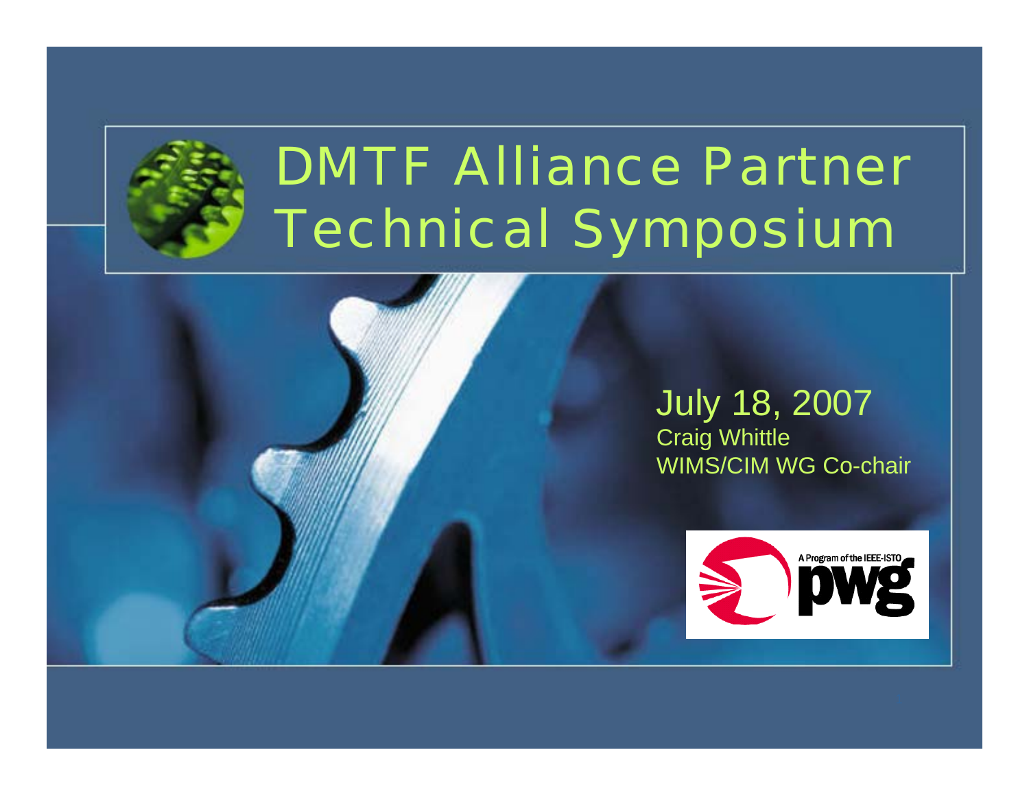# DMTF Alliance Partner Technical Symposium

July 18, 2007

Craig Whittle

WIMS/CIM WG Co-chair

A Program of the IEEE-ISTO

pwg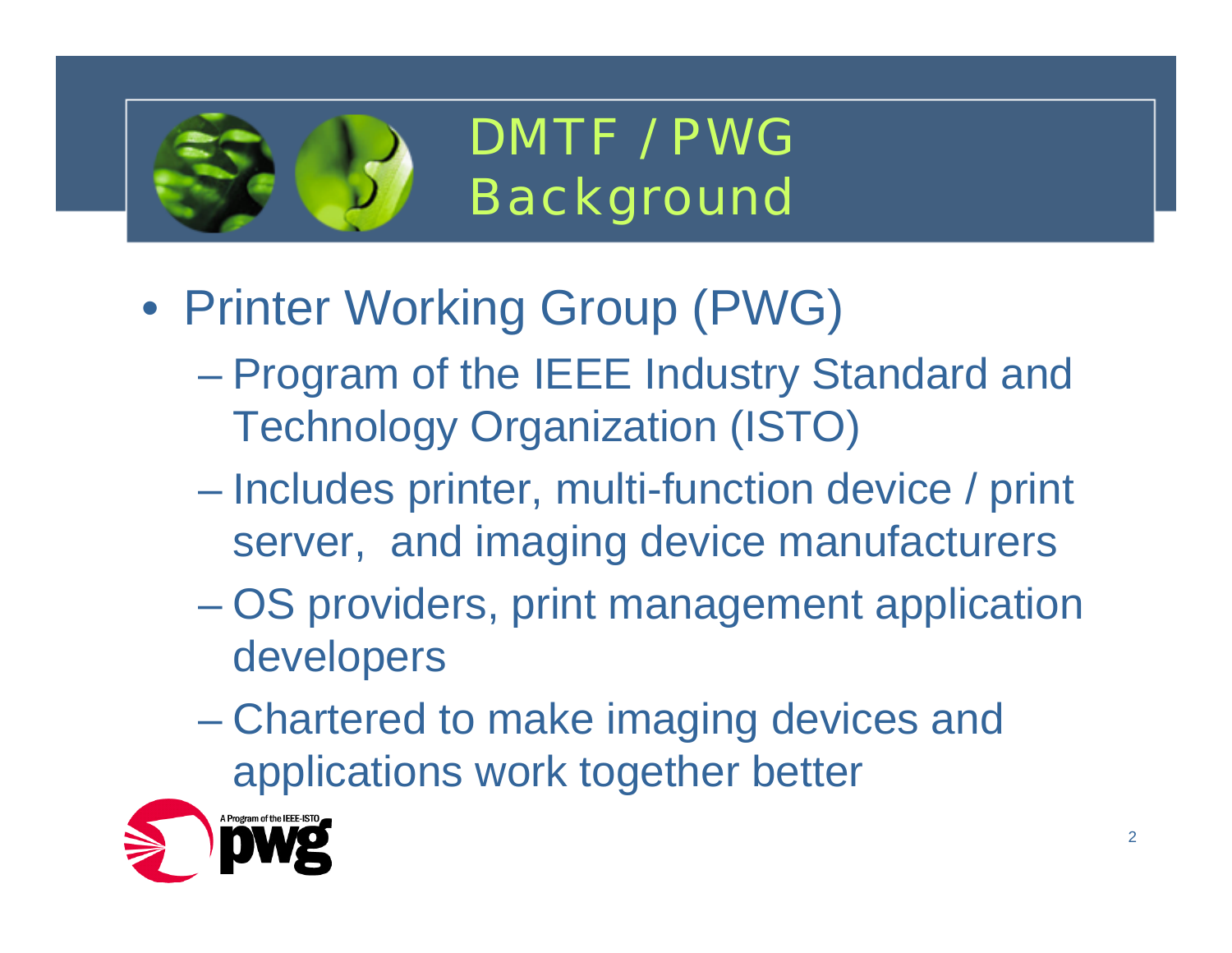# DMTF / PWG Background

- Printer Working Group (PWG)
  - Program of the IEEE Industry Standard and Technology Organization (ISTO)
  - Includes printer, multi-function device / print server, and imaging device manufacturers
  - OS providers, print management application developers
  - Chartered to make imaging devices and applications work together better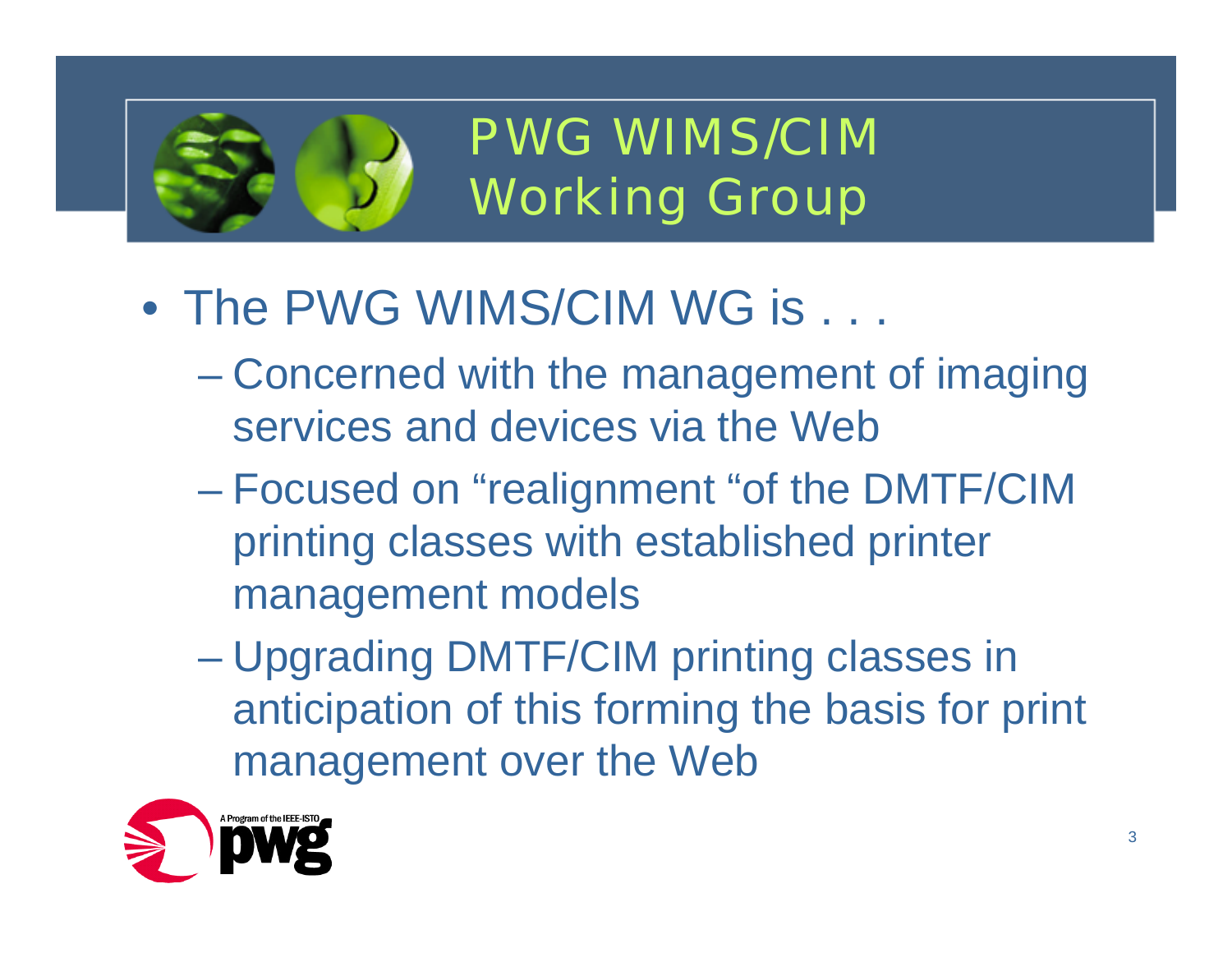# PWG WIMS/CIM Working Group

- The PWG WIMS/CIM WG is . . .
  - Concerned with the management of imaging services and devices via the Web
  - Focused on "realignment "of the DMTF/CIM printing classes with established printer management models
  - Upgrading DMTF/CIM printing classes in anticipation of this forming the basis for print management over the Web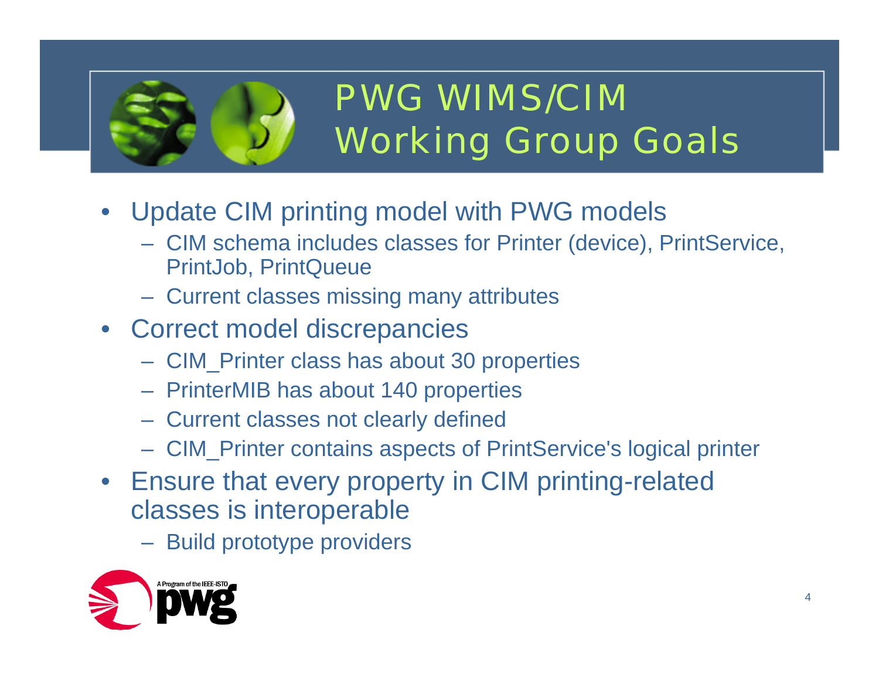# PWG WIMS/CIM Working Group Goals

- Update CIM printing model with PWG models
  - CIM schema includes classes for Printer (device), PrintService, PrintJob, PrintQueue
  - Current classes missing many attributes
- Correct model discrepancies
  - CIM_Printer class has about 30 properties
  - PrinterMIB has about 140 properties
  - Current classes not clearly defined
  - CIM_Printer contains aspects of PrintService's logical printer
- Ensure that every property in CIM printing-related classes is interoperable
  - Build prototype providers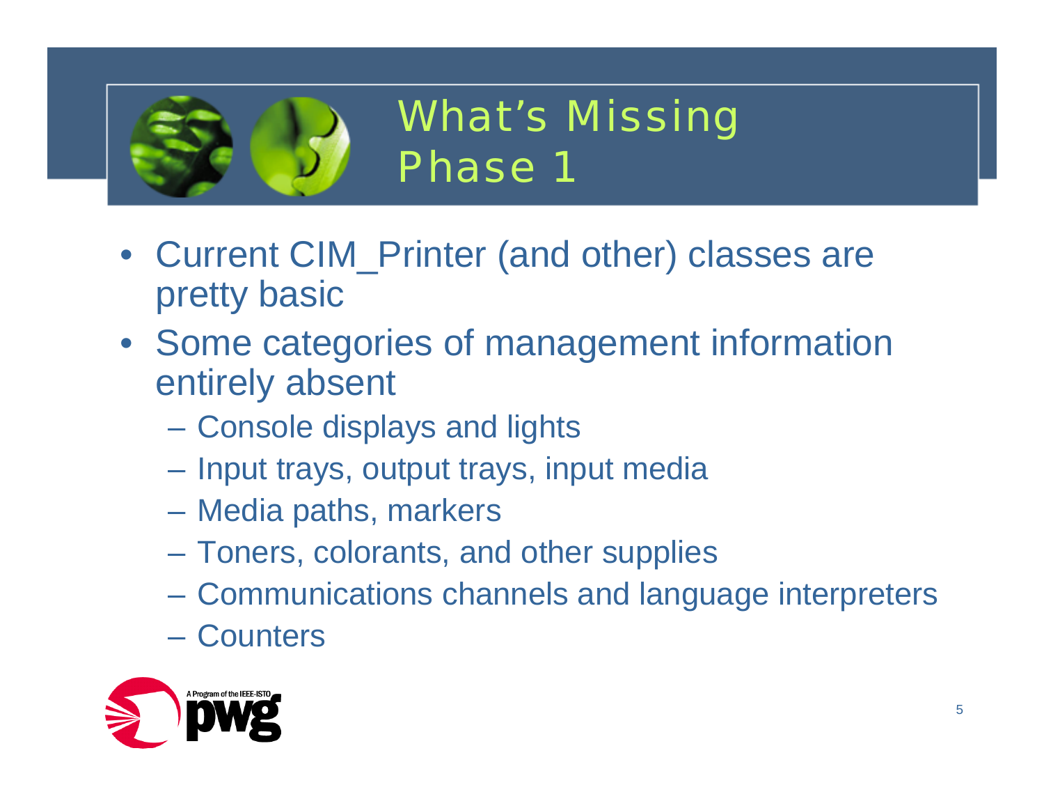# What's Missing Phase 1

- Current CIM_Printer (and other) classes are pretty basic
- Some categories of management information entirely absent
  - Console displays and lights
  - Input trays, output trays, input media
  - Media paths, markers
  - Toners, colorants, and other supplies
  - Communications channels and language interpreters
  - Counters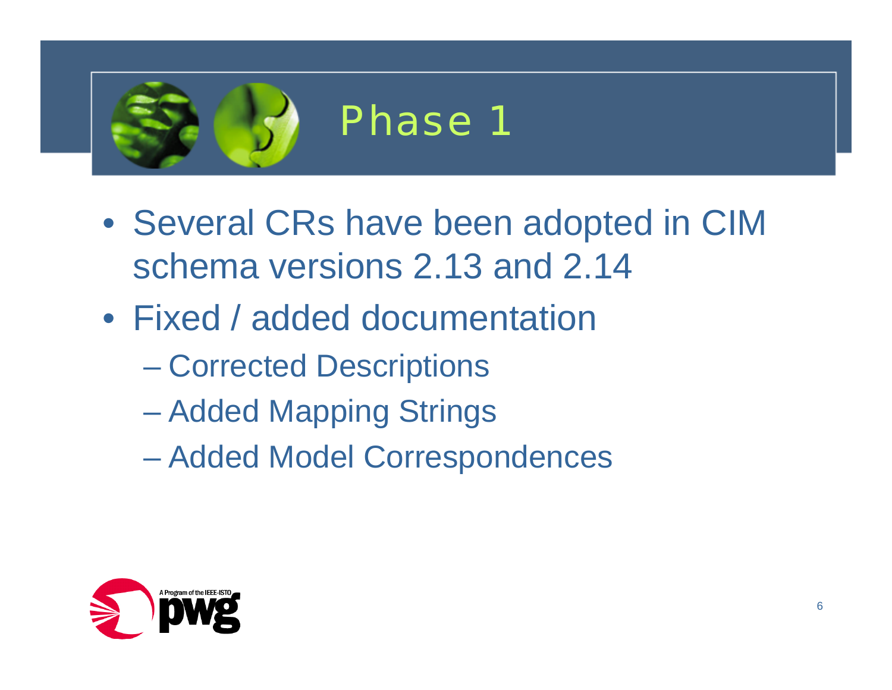# Phase 1

- Several CRs have been adopted in CIM schema versions 2.13 and 2.14
- Fixed / added documentation
  - Corrected Descriptions
  - Added Mapping Strings
  - Added Model Correspondences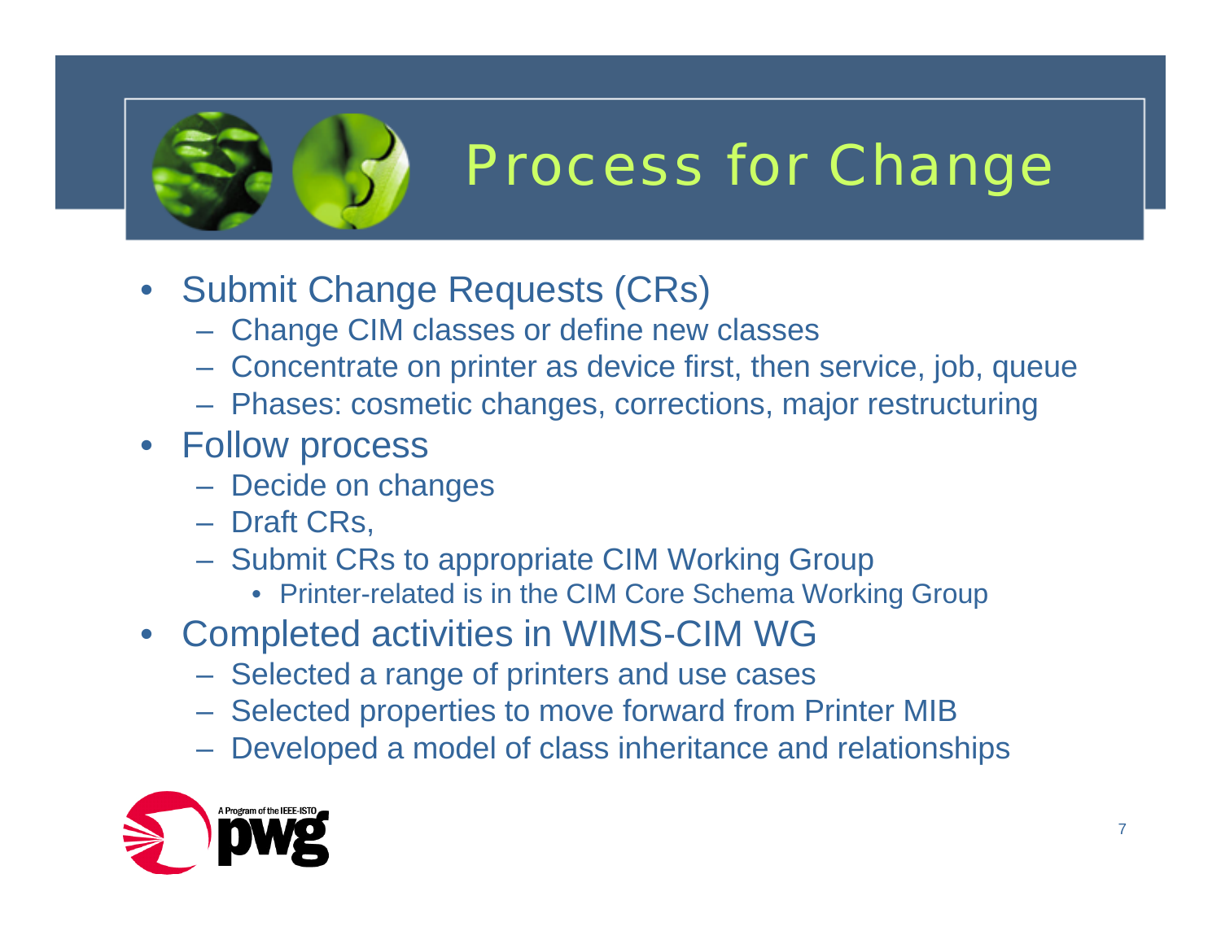# Process for Change

- Submit Change Requests (CRs)
  - Change CIM classes or define new classes
  - Concentrate on printer as device first, then service, job, queue
  - Phases: cosmetic changes, corrections, major restructuring
- Follow process
  - Decide on changes
  - Draft CRs,
  - Submit CRs to appropriate CIM Working Group
    - Printer-related is in the CIM Core Schema Working Group
- Completed activities in WIMS-CIM WG
  - Selected a range of printers and use cases
  - Selected properties to move forward from Printer MIB
  - Developed a model of class inheritance and relationships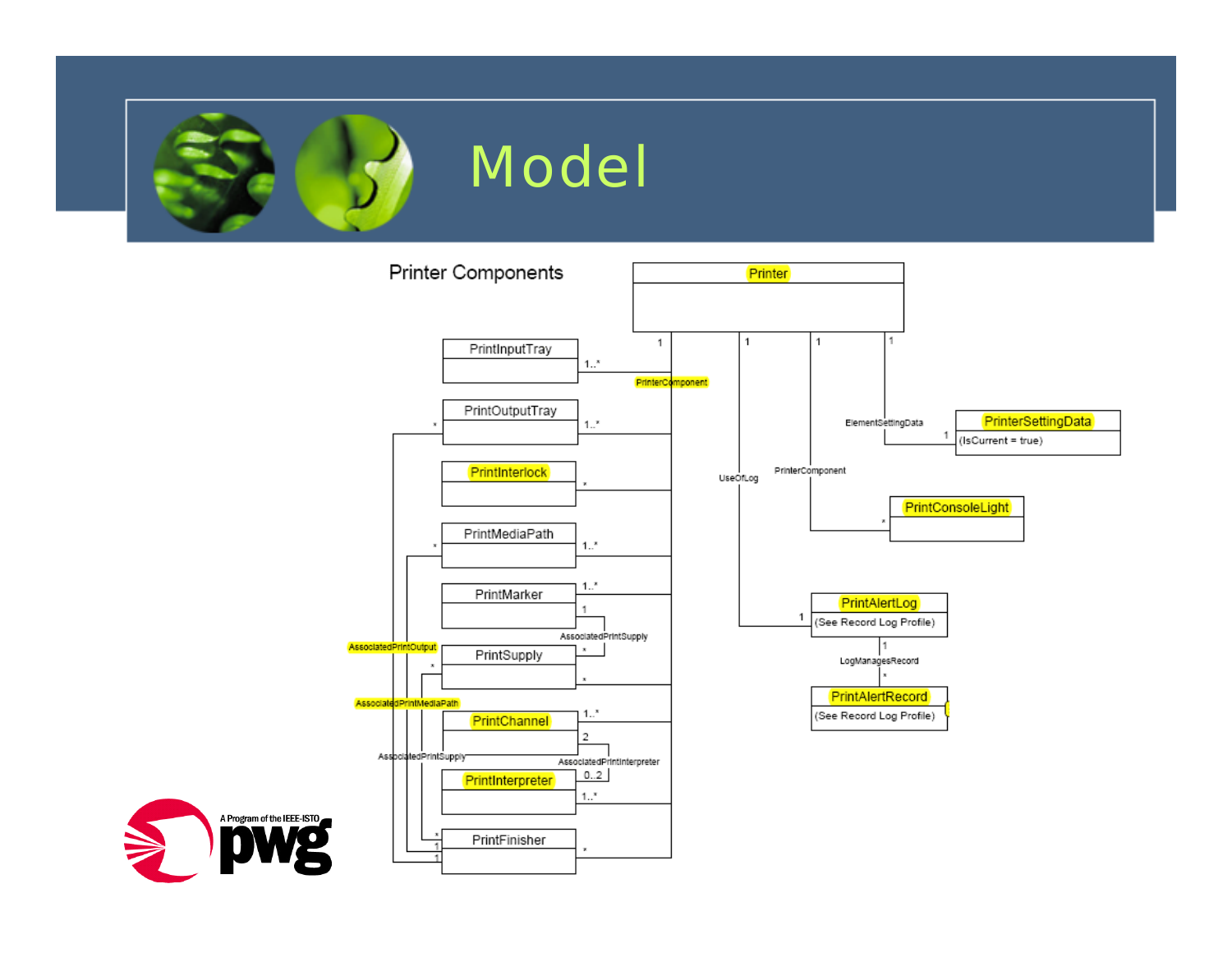# Model

## Printer Components

Printer

PrintInputTray — 1..* — PrinterComponent

PrintOutputTray — 1..*

PrintInterlock — *

PrintMediaPath — 1..*

PrintMarker — 1..*

PrintSupply — *

PrintChannel — 1..*

PrintInterpreter — 1..*

PrintFinisher — *

AssociatedPrintSupply (PrintMarker 1 — PrintSupply *)

AssociatedPrintInterpreter (PrintChannel 2 — PrintInterpreter 0..2)

AssociatedPrintOutput (PrintOutputTray * — PrintFinisher 1)

AssociatedPrintMediaPath (PrintMediaPath * — PrintFinisher 1)

AssociatedPrintSupply (PrintSupply * — PrintFinisher *)

ElementSettingData — PrinterSettingData (IsCurrent = true)

PrinterComponent — PrintConsoleLight

UseOfLog — PrintAlertLog (See Record Log Profile)

LogManagesRecord — PrintAlertRecord (See Record Log Profile)

A Program of the IEEE-ISTO pwg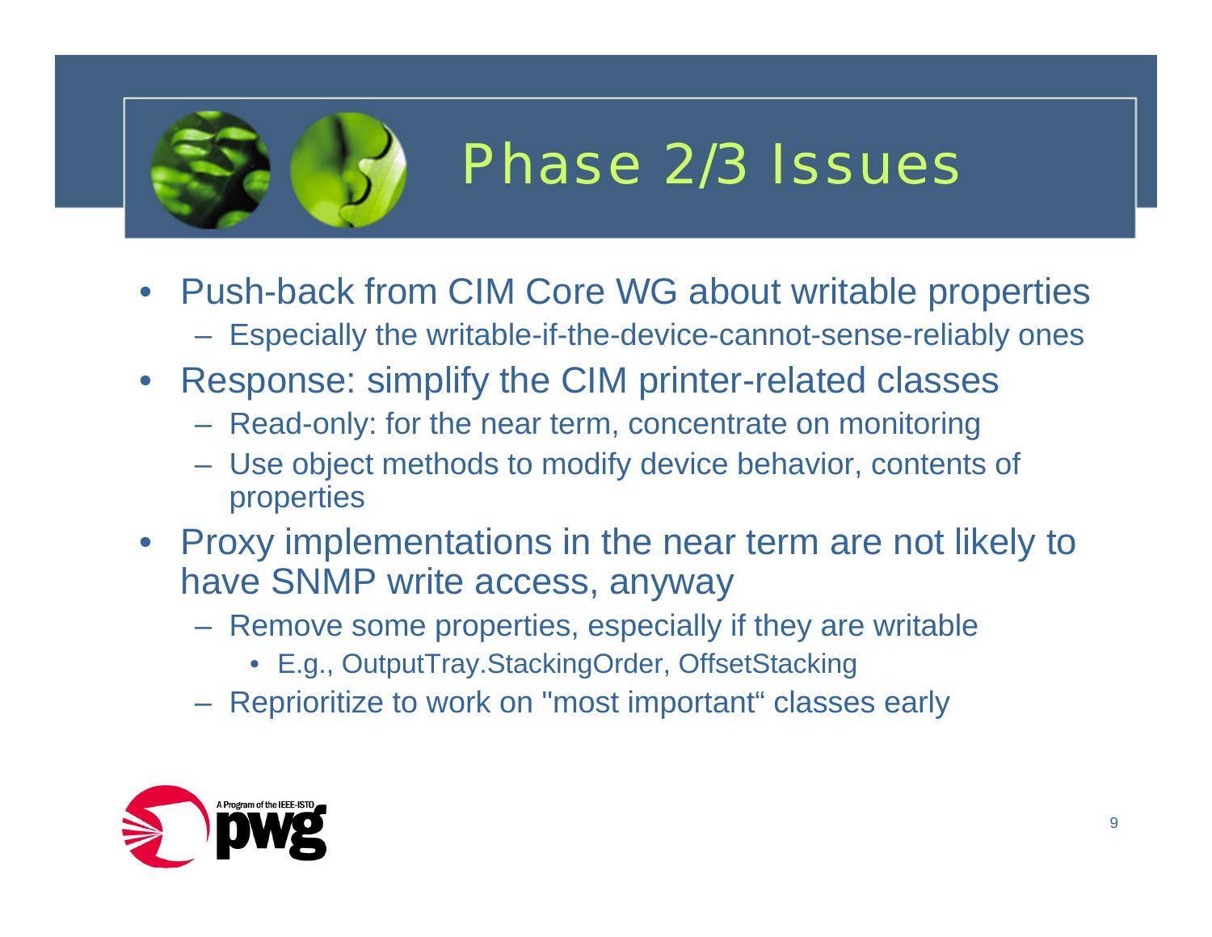# Phase 2/3 Issues

- Push-back from CIM Core WG about writable properties
  - Especially the writable-if-the-device-cannot-sense-reliably ones
- Response: simplify the CIM printer-related classes
  - Read-only: for the near term, concentrate on monitoring
  - Use object methods to modify device behavior, contents of properties
- Proxy implementations in the near term are not likely to have SNMP write access, anyway
  - Remove some properties, especially if they are writable
    - E.g., OutputTray.StackingOrder, OffsetStacking
  - Reprioritize to work on "most important“ classes early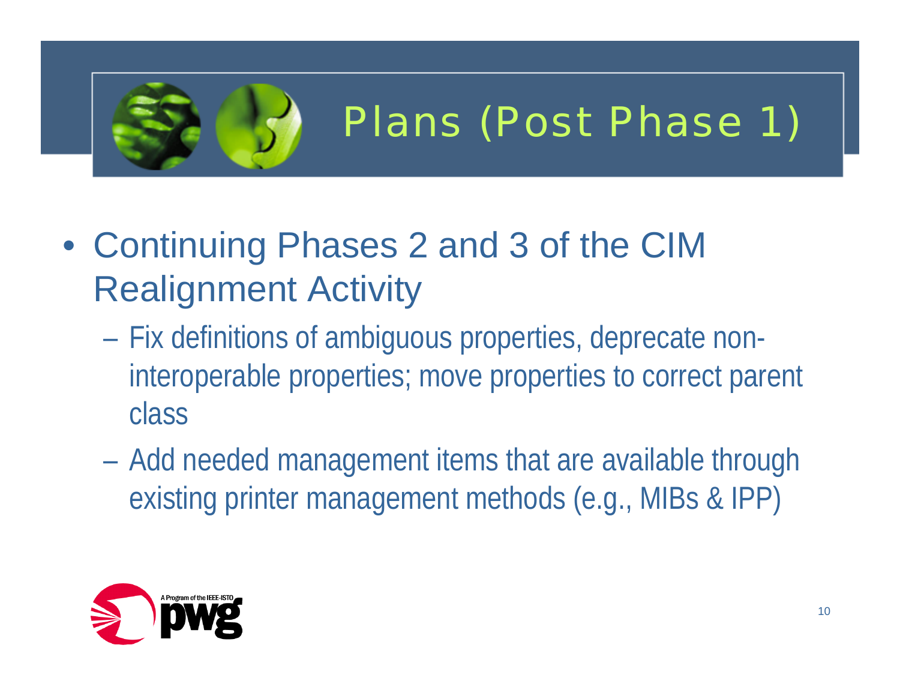# Plans (Post Phase 1)

- Continuing Phases 2 and 3 of the CIM Realignment Activity
  - Fix definitions of ambiguous properties, deprecate non-interoperable properties; move properties to correct parent class
  - Add needed management items that are available through existing printer management methods (e.g., MIBs & IPP)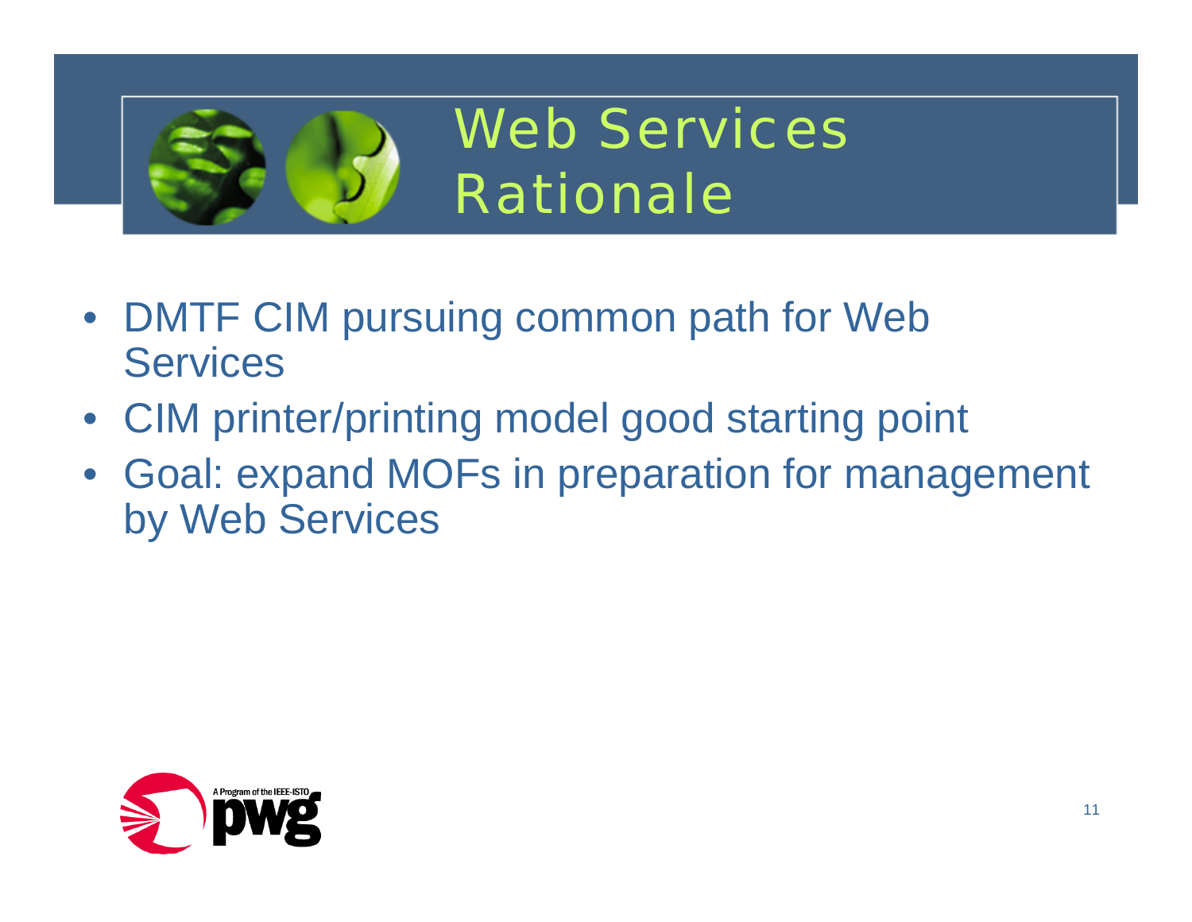# Web Services Rationale

- DMTF CIM pursuing common path for Web Services
- CIM printer/printing model good starting point
- Goal: expand MOFs in preparation for management by Web Services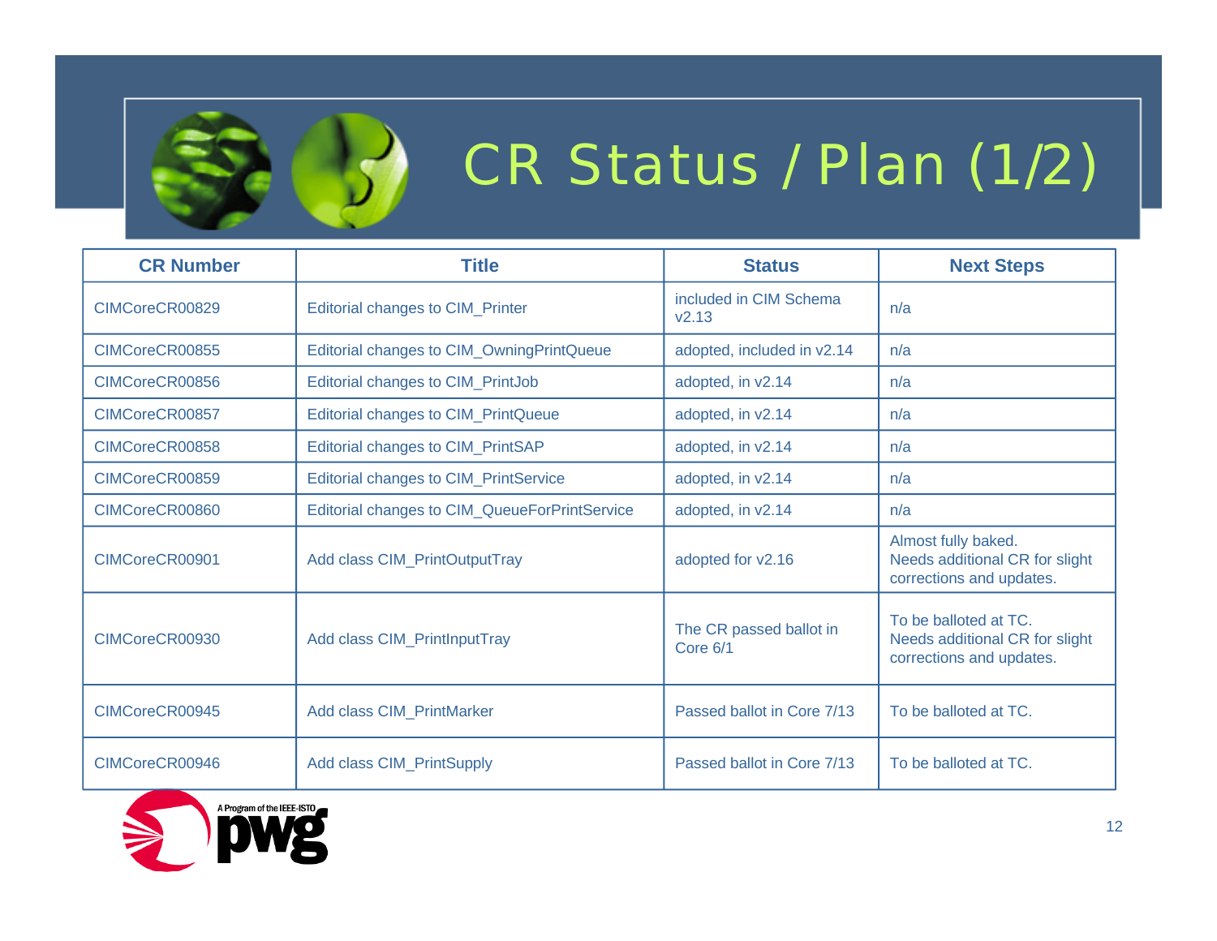# CR Status / Plan (1/2)

| CR Number | Title | Status | Next Steps |
|---|---|---|---|
| CIMCoreCR00829 | Editorial changes to CIM_Printer | included in CIM Schema v2.13 | n/a |
| CIMCoreCR00855 | Editorial changes to CIM_OwningPrintQueue | adopted, included in v2.14 | n/a |
| CIMCoreCR00856 | Editorial changes to CIM_PrintJob | adopted, in v2.14 | n/a |
| CIMCoreCR00857 | Editorial changes to CIM_PrintQueue | adopted, in v2.14 | n/a |
| CIMCoreCR00858 | Editorial changes to CIM_PrintSAP | adopted, in v2.14 | n/a |
| CIMCoreCR00859 | Editorial changes to CIM_PrintService | adopted, in v2.14 | n/a |
| CIMCoreCR00860 | Editorial changes to CIM_QueueForPrintService | adopted, in v2.14 | n/a |
| CIMCoreCR00901 | Add class CIM_PrintOutputTray | adopted for v2.16 | Almost fully baked. Needs additional CR for slight corrections and updates. |
| CIMCoreCR00930 | Add class CIM_PrintInputTray | The CR passed ballot in Core 6/1 | To be balloted at TC. Needs additional CR for slight corrections and updates. |
| CIMCoreCR00945 | Add class CIM_PrintMarker | Passed ballot in Core 7/13 | To be balloted at TC. |
| CIMCoreCR00946 | Add class CIM_PrintSupply | Passed ballot in Core 7/13 | To be balloted at TC. |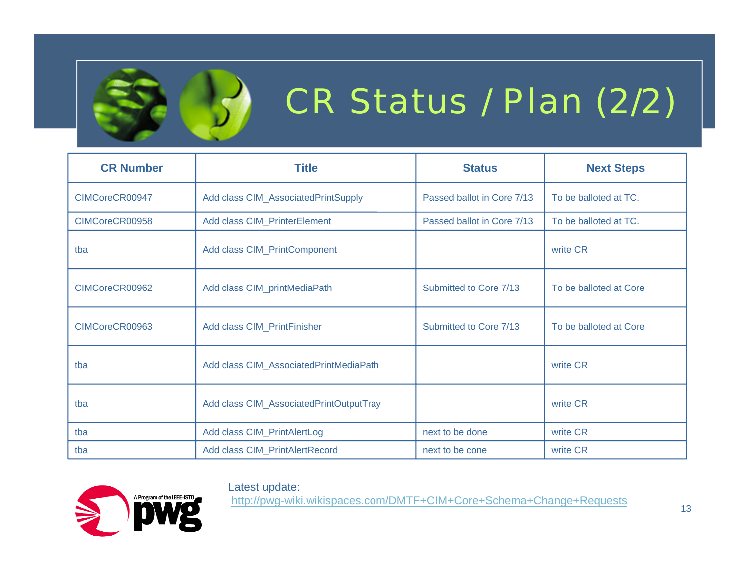# CR Status / Plan (2/2)

| CR Number | Title | Status | Next Steps |
|---|---|---|---|
| CIMCoreCR00947 | Add class CIM_AssociatedPrintSupply | Passed ballot in Core 7/13 | To be balloted at TC. |
| CIMCoreCR00958 | Add class CIM_PrinterElement | Passed ballot in Core 7/13 | To be balloted at TC. |
| tba | Add class CIM_PrintComponent | | write CR |
| CIMCoreCR00962 | Add class CIM_printMediaPath | Submitted to Core 7/13 | To be balloted at Core |
| CIMCoreCR00963 | Add class CIM_PrintFinisher | Submitted to Core 7/13 | To be balloted at Core |
| tba | Add class CIM_AssociatedPrintMediaPath | | write CR |
| tba | Add class CIM_AssociatedPrintOutputTray | | write CR |
| tba | Add class CIM_PrintAlertLog | next to be done | write CR |
| tba | Add class CIM_PrintAlertRecord | next to be cone | write CR |

A Program of the IEEE-ISTO pwg

Latest update:
http://pwg-wiki.wikispaces.com/DMTF+CIM+Core+Schema+Change+Requests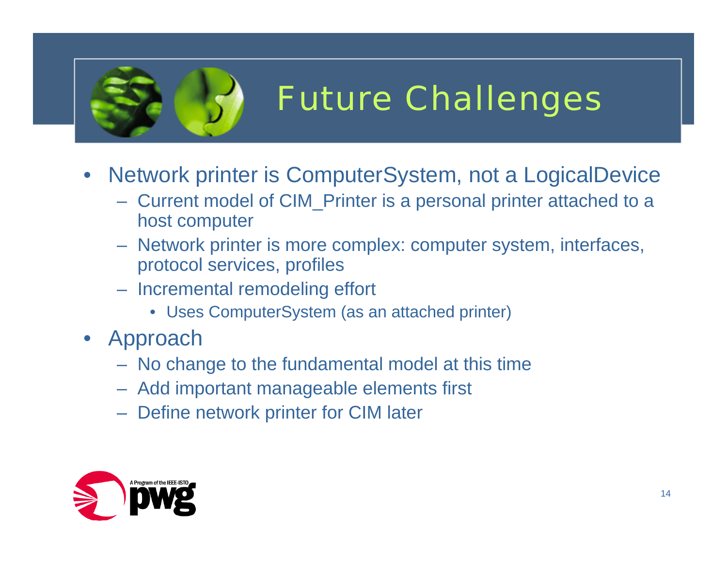# Future Challenges

- Network printer is ComputerSystem, not a LogicalDevice
  - Current model of CIM_Printer is a personal printer attached to a host computer
  - Network printer is more complex: computer system, interfaces, protocol services, profiles
  - Incremental remodeling effort
    - Uses ComputerSystem (as an attached printer)
- Approach
  - No change to the fundamental model at this time
  - Add important manageable elements first
  - Define network printer for CIM later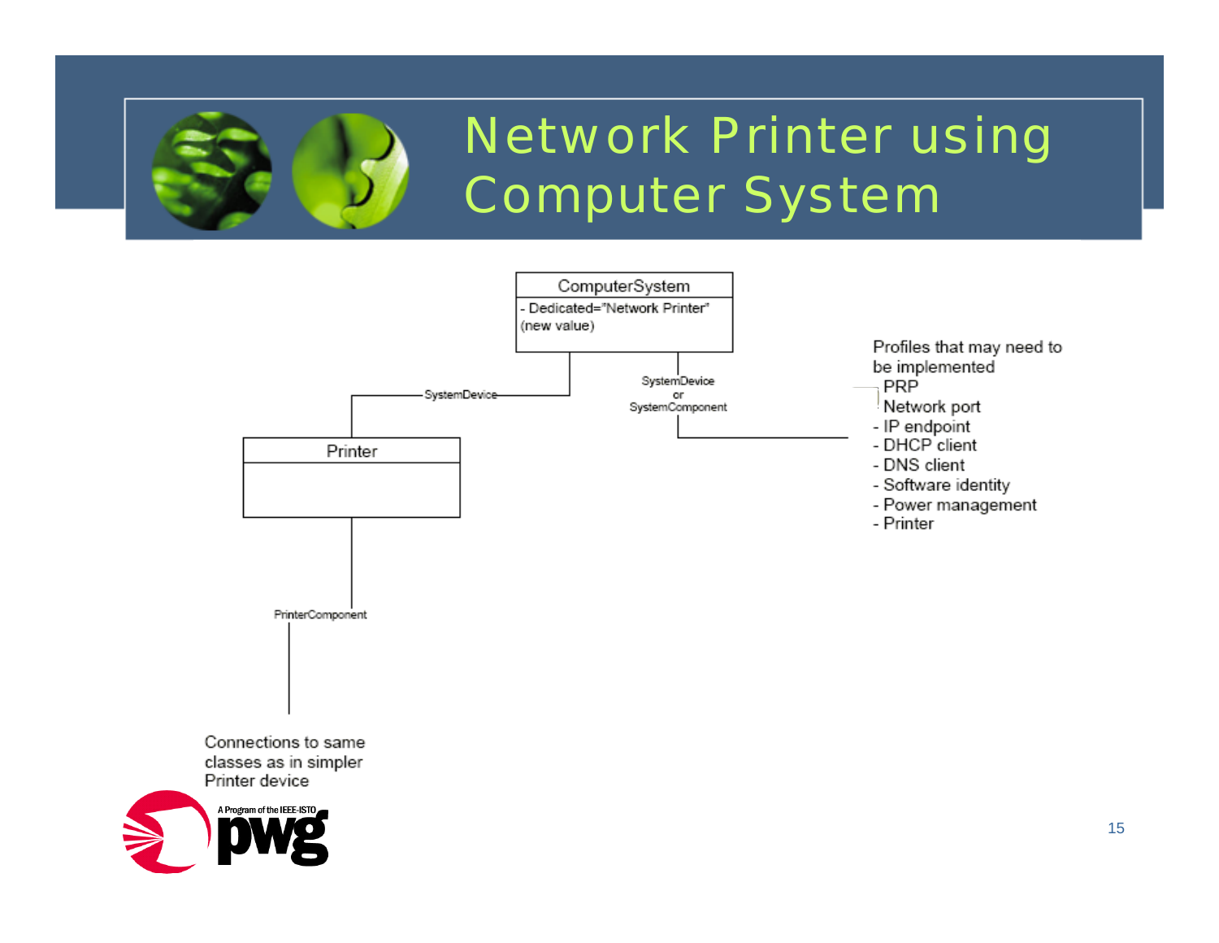# Network Printer using Computer System

ComputerSystem
- Dedicated="Network Printer" (new value)

SystemDevice

Printer

SystemDevice or SystemComponent

PrinterComponent

Connections to same classes as in simpler Printer device

Profiles that may need to be implemented

PRP

Network port

- IP endpoint
- DHCP client
- DNS client
- Software identity
- Power management
- Printer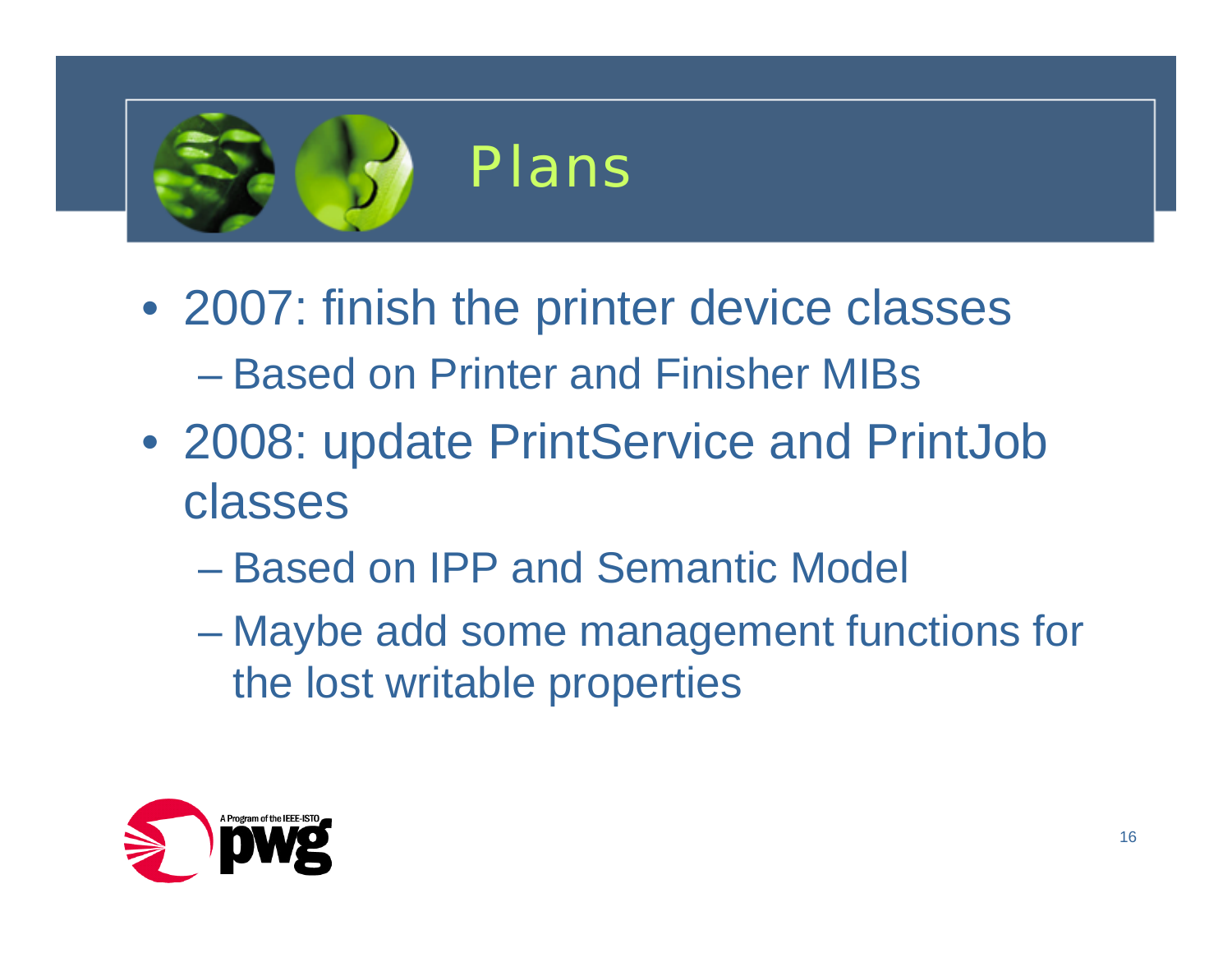# Plans

- 2007: finish the printer device classes
  - Based on Printer and Finisher MIBs
- 2008: update PrintService and PrintJob classes
  - Based on IPP and Semantic Model
  - Maybe add some management functions for the lost writable properties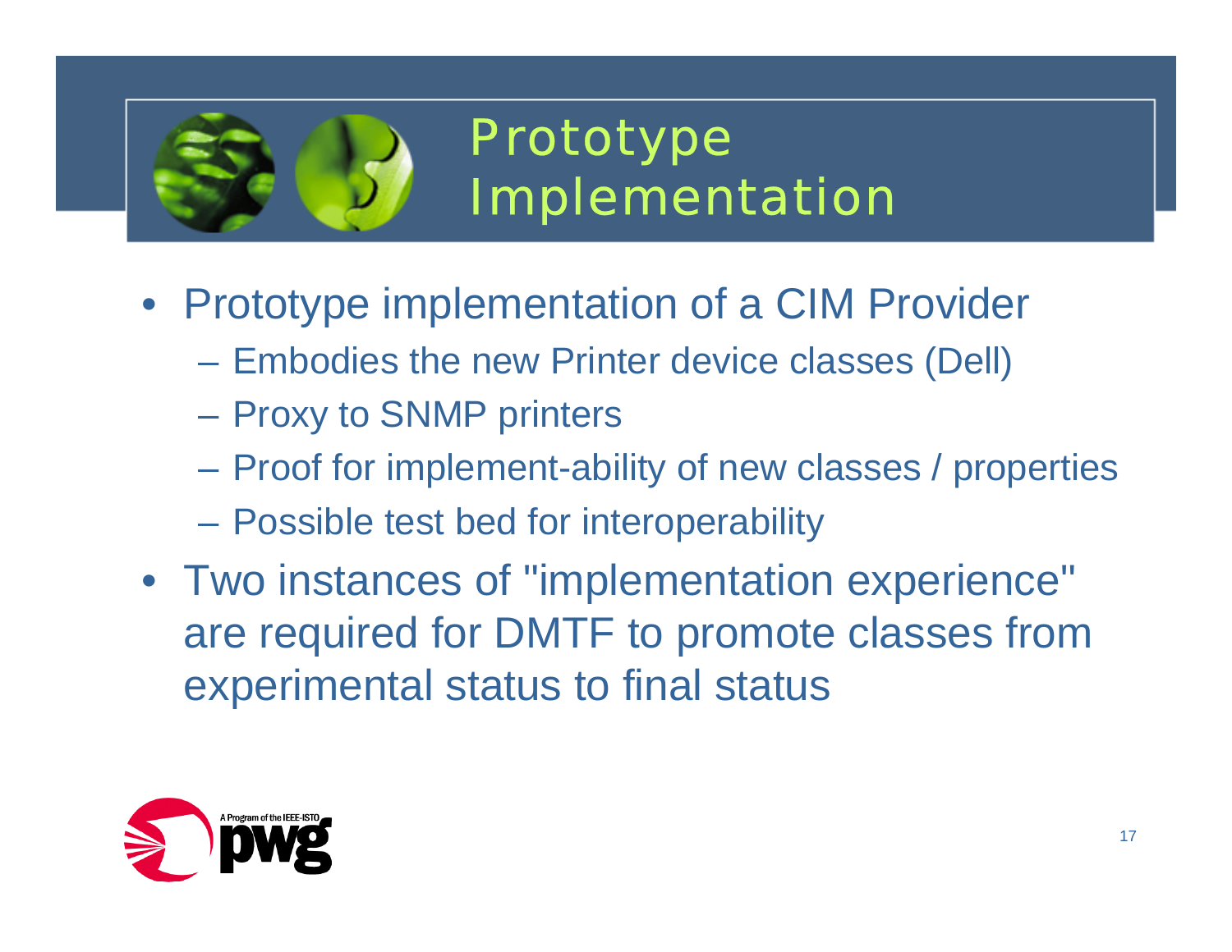# Prototype Implementation

- Prototype implementation of a CIM Provider
  - Embodies the new Printer device classes (Dell)
  - Proxy to SNMP printers
  - Proof for implement-ability of new classes / properties
  - Possible test bed for interoperability
- Two instances of "implementation experience" are required for DMTF to promote classes from experimental status to final status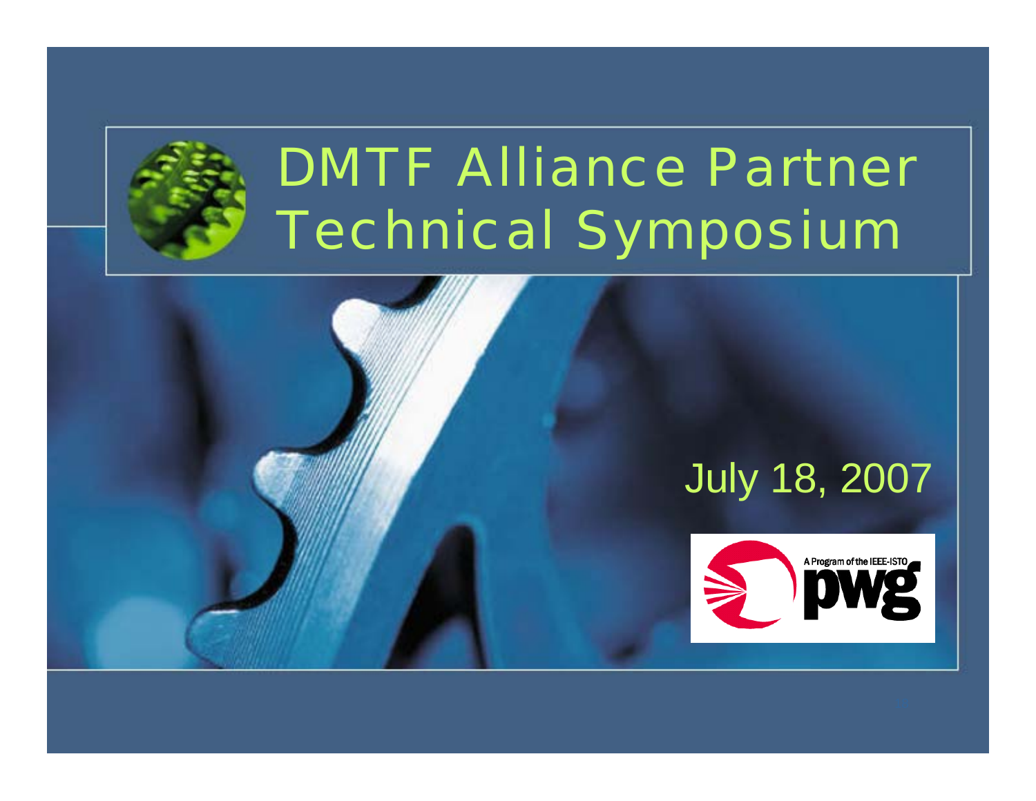# DMTF Alliance Partner Technical Symposium

July 18, 2007

A Program of the IEEE-ISTO

pwg